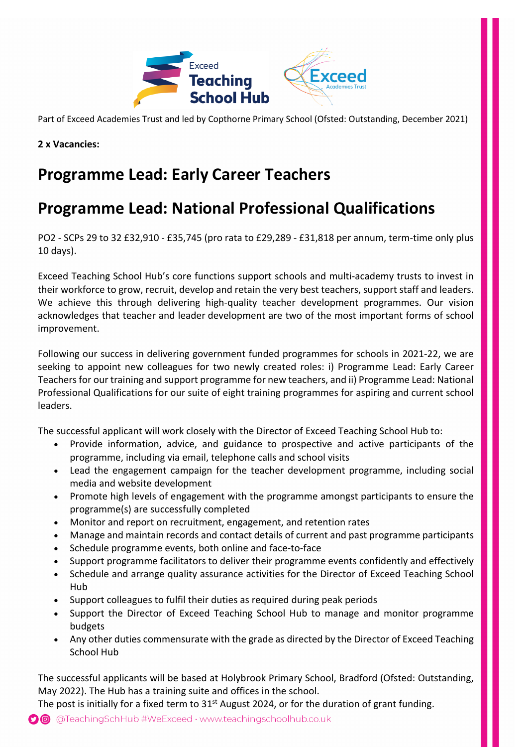Part of Exceed Academies Trust and led by Copthorne Primary School (Ofsted: Outstanding, December 2021)

**2 x Vacancies:**

# Programme Lead: Early Career Teachers

# Programme Lead: National Professional Qualifications

PO2 - SCPs 29 to 32 £32,910 - £35,745 (pro rata to £29,289 - £31,818 per annum, term-time only plus 10 days).

Exceed Teaching School Hub's core functions support schools and multi-academy trusts to invest in their workforce to grow, recruit, develop and retain the very best teachers, support staff and leaders. We achieve this through delivering high-quality teacher development programmes. Our vision acknowledges that teacher and leader development are two of the most important forms of school improvement.

Following our success in delivering government funded programmes for schools in 2021-22, we are seeking to appoint new colleagues for two newly created roles: i) Programme Lead: Early Career Teachers for our training and support programme for new teachers, and ii) Programme Lead: National Professional Qualifications for our suite of eight training programmes for aspiring and current school leaders.

The successful applicant will work closely with the Director of Exceed Teaching School Hub to:

- Provide information, advice, and guidance to prospective and active participants of the programme, including via email, telephone calls and school visits
- Lead the engagement campaign for the teacher development programme, including social media and website development
- Promote high levels of engagement with the programme amongst participants to ensure the programme(s) are successfully completed
- Monitor and report on recruitment, engagement, and retention rates
- Manage and maintain records and contact details of current and past programme participants
- Schedule programme events, both online and face-to-face
- Support programme facilitators to deliver their programme events confidently and effectively
- Schedule and arrange quality assurance activities for the Director of Exceed Teaching School Hub
- Support colleagues to fulfil their duties as required during peak periods
- Support the Director of Exceed Teaching School Hub to manage and monitor programme budgets
- Any other duties commensurate with the grade as directed by the Director of Exceed Teaching School Hub

The successful applicants will be based at Holybrook Primary School, Bradford (Ofsted: Outstanding, May 2022). The Hub has a training suite and offices in the school.
The post is initially for a fixed term to 31st August 2024, or for the duration of grant funding.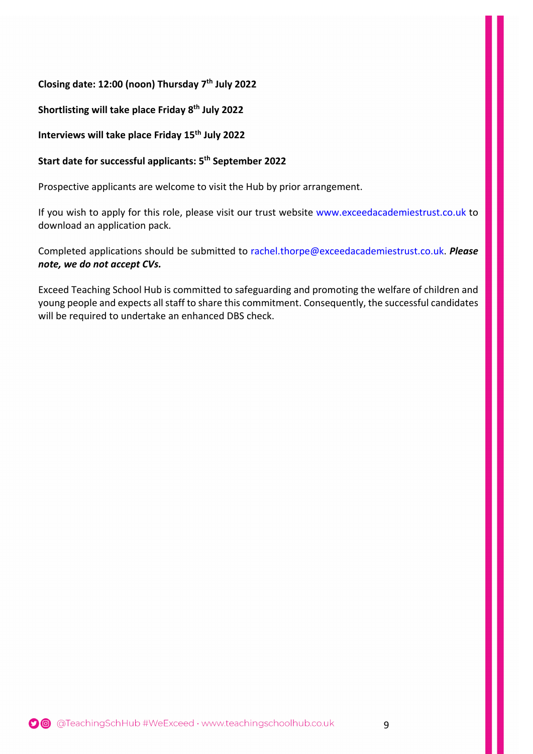**Closing date: 12:00 (noon) Thursday 7th July 2022**

**Shortlisting will take place Friday 8th July 2022**

**Interviews will take place Friday 15th July 2022**

**Start date for successful applicants: 5th September 2022**

Prospective applicants are welcome to visit the Hub by prior arrangement.

If you wish to apply for this role, please visit our trust website www.exceedacademiestrust.co.uk to download an application pack.

Completed applications should be submitted to rachel.thorpe@exceedacademiestrust.co.uk. ***Please note, we do not accept CVs.***

Exceed Teaching School Hub is committed to safeguarding and promoting the welfare of children and young people and expects all staff to share this commitment. Consequently, the successful candidates will be required to undertake an enhanced DBS check.